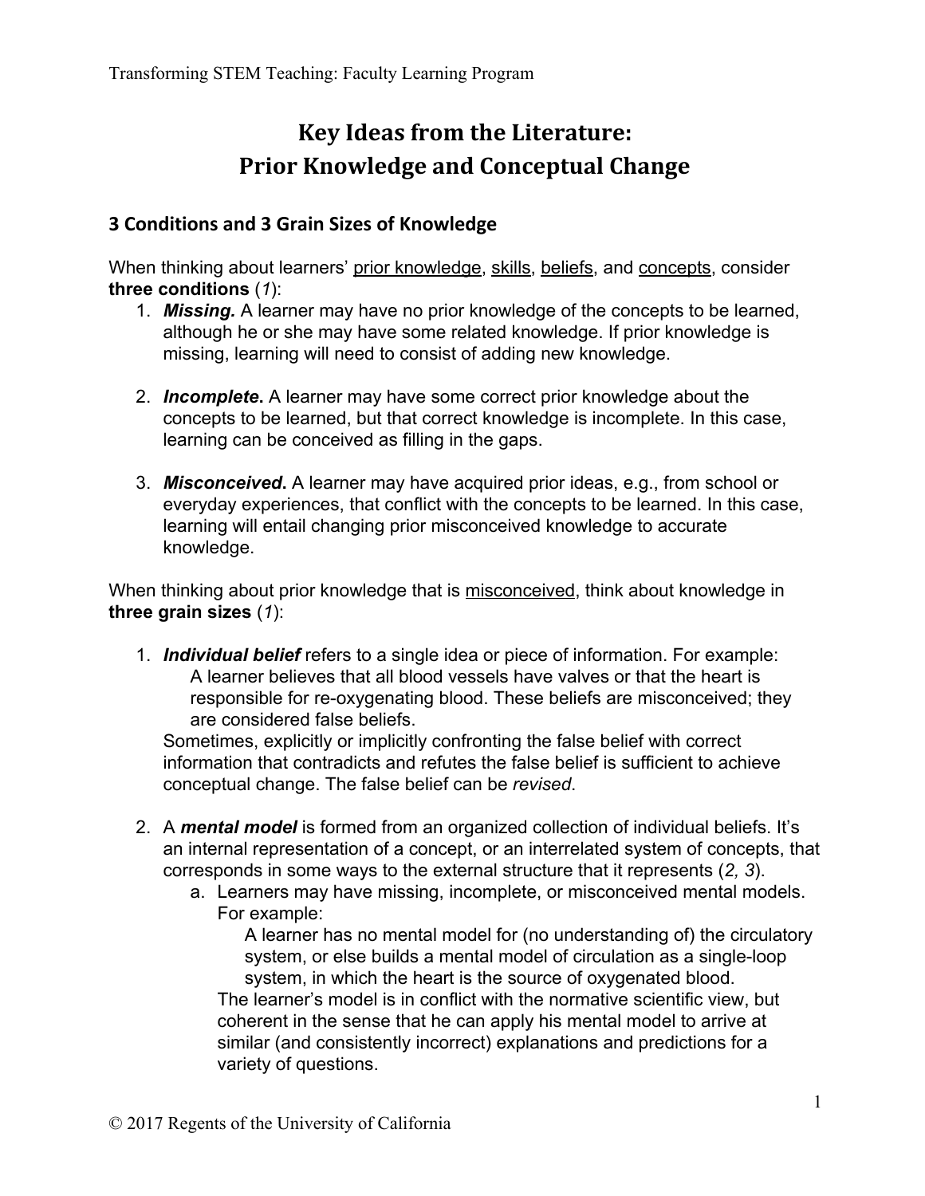# Key Ideas from the Literature: Prior Knowledge and Conceptual Change

## 3 Conditions and 3 Grain Sizes of Knowledge

When thinking about learners' <u>prior knowledge</u>, <u>skills</u>, <u>beliefs</u>, and <u>concepts</u>, consider **three conditions** (*1*):

1. ***Missing.*** A learner may have no prior knowledge of the concepts to be learned, although he or she may have some related knowledge. If prior knowledge is missing, learning will need to consist of adding new knowledge.

2. ***Incomplete*.** A learner may have some correct prior knowledge about the concepts to be learned, but that correct knowledge is incomplete. In this case, learning can be conceived as filling in the gaps.

3. ***Misconceived*.** A learner may have acquired prior ideas, e.g., from school or everyday experiences, that conflict with the concepts to be learned. In this case, learning will entail changing prior misconceived knowledge to accurate knowledge.

When thinking about prior knowledge that is <u>misconceived</u>, think about knowledge in **three grain sizes** (*1*):

1. ***Individual belief*** refers to a single idea or piece of information. For example:

   > A learner believes that all blood vessels have valves or that the heart is responsible for re-oxygenating blood. These beliefs are misconceived; they are considered false beliefs.

   Sometimes, explicitly or implicitly confronting the false belief with correct information that contradicts and refutes the false belief is sufficient to achieve conceptual change. The false belief can be *revised*.

2. A ***mental model*** is formed from an organized collection of individual beliefs. It's an internal representation of a concept, or an interrelated system of concepts, that corresponds in some ways to the external structure that it represents (*2, 3*).

   a. Learners may have missing, incomplete, or misconceived mental models. For example:

      > A learner has no mental model for (no understanding of) the circulatory system, or else builds a mental model of circulation as a single-loop system, in which the heart is the source of oxygenated blood.

      The learner's model is in conflict with the normative scientific view, but coherent in the sense that he can apply his mental model to arrive at similar (and consistently incorrect) explanations and predictions for a variety of questions.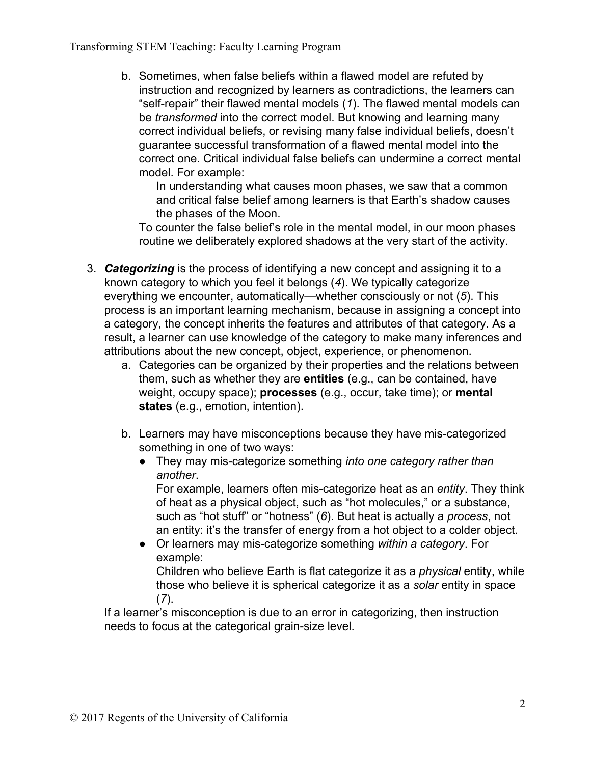b. Sometimes, when false beliefs within a flawed model are refuted by instruction and recognized by learners as contradictions, the learners can "self-repair" their flawed mental models (*1*). The flawed mental models can be *transformed* into the correct model. But knowing and learning many correct individual beliefs, or revising many false individual beliefs, doesn't guarantee successful transformation of a flawed mental model into the correct one. Critical individual false beliefs can undermine a correct mental model. For example:

   In understanding what causes moon phases, we saw that a common and critical false belief among learners is that Earth's shadow causes the phases of the Moon.

   To counter the false belief's role in the mental model, in our moon phases routine we deliberately explored shadows at the very start of the activity.

3. ***Categorizing*** is the process of identifying a new concept and assigning it to a known category to which you feel it belongs (*4*). We typically categorize everything we encounter, automatically—whether consciously or not (*5*). This process is an important learning mechanism, because in assigning a concept into a category, the concept inherits the features and attributes of that category. As a result, a learner can use knowledge of the category to make many inferences and attributions about the new concept, object, experience, or phenomenon.
   a. Categories can be organized by their properties and the relations between them, such as whether they are **entities** (e.g., can be contained, have weight, occupy space); **processes** (e.g., occur, take time); or **mental states** (e.g., emotion, intention).

   b. Learners may have misconceptions because they have mis-categorized something in one of two ways:
      - They may mis-categorize something *into one category rather than another*.
        For example, learners often mis-categorize heat as an *entity*. They think of heat as a physical object, such as "hot molecules," or a substance, such as "hot stuff" or "hotness" (*6*). But heat is actually a *process*, not an entity: it's the transfer of energy from a hot object to a colder object.
      - Or learners may mis-categorize something *within a category*. For example:
        Children who believe Earth is flat categorize it as a *physical* entity, while those who believe it is spherical categorize it as a *solar* entity in space (*7*).

   If a learner's misconception is due to an error in categorizing, then instruction needs to focus at the categorical grain-size level.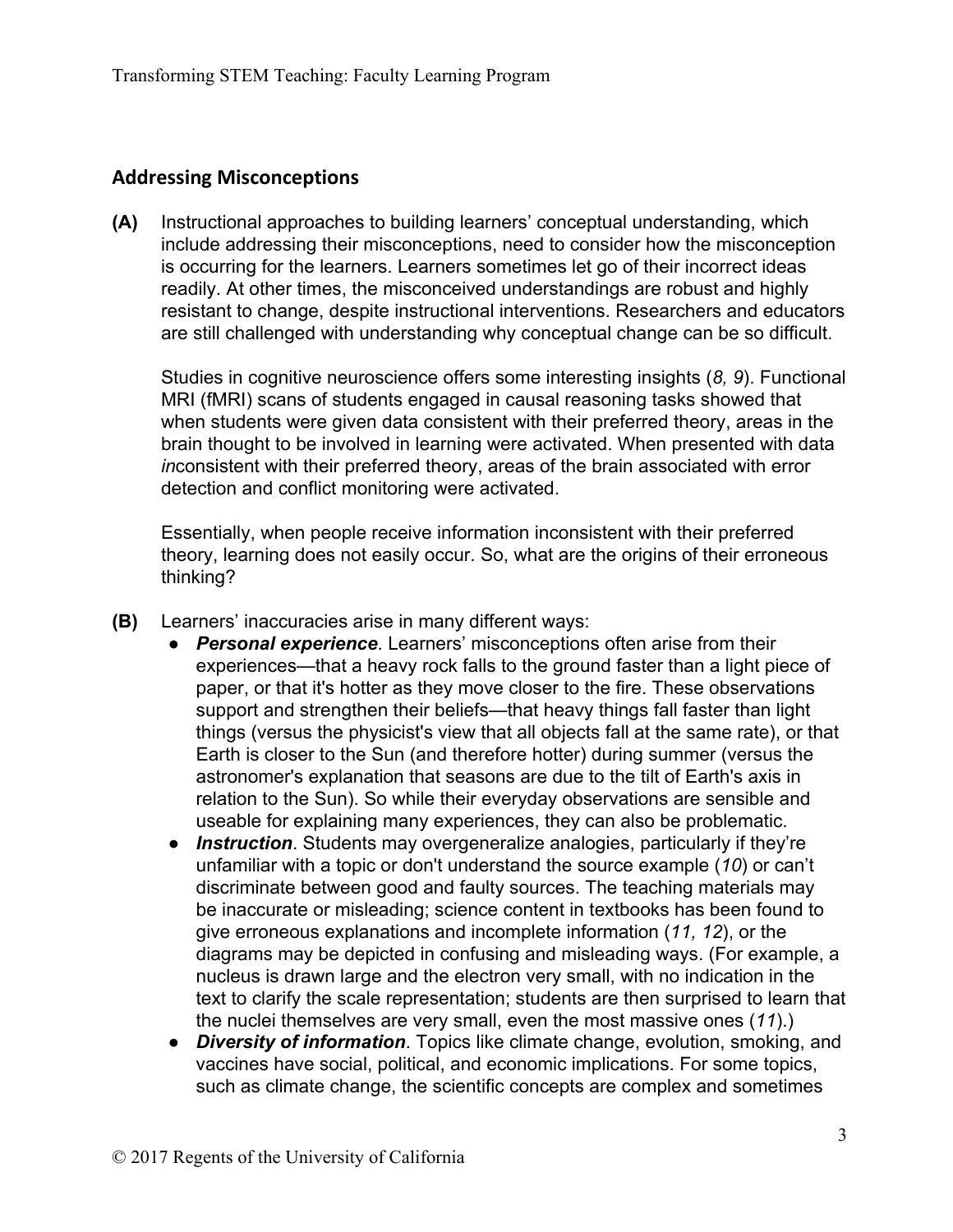## Addressing Misconceptions

**(A)** Instructional approaches to building learners' conceptual understanding, which include addressing their misconceptions, need to consider how the misconception is occurring for the learners. Learners sometimes let go of their incorrect ideas readily. At other times, the misconceived understandings are robust and highly resistant to change, despite instructional interventions. Researchers and educators are still challenged with understanding why conceptual change can be so difficult.

Studies in cognitive neuroscience offers some interesting insights (*8, 9*). Functional MRI (fMRI) scans of students engaged in causal reasoning tasks showed that when students were given data consistent with their preferred theory, areas in the brain thought to be involved in learning were activated. When presented with data *in*consistent with their preferred theory, areas of the brain associated with error detection and conflict monitoring were activated.

Essentially, when people receive information inconsistent with their preferred theory, learning does not easily occur. So, what are the origins of their erroneous thinking?

**(B)** Learners' inaccuracies arise in many different ways:

- ***Personal experience***. Learners' misconceptions often arise from their experiences—that a heavy rock falls to the ground faster than a light piece of paper, or that it's hotter as they move closer to the fire. These observations support and strengthen their beliefs—that heavy things fall faster than light things (versus the physicist's view that all objects fall at the same rate), or that Earth is closer to the Sun (and therefore hotter) during summer (versus the astronomer's explanation that seasons are due to the tilt of Earth's axis in relation to the Sun). So while their everyday observations are sensible and useable for explaining many experiences, they can also be problematic.
- ***Instruction***. Students may overgeneralize analogies, particularly if they're unfamiliar with a topic or don't understand the source example (*10*) or can't discriminate between good and faulty sources. The teaching materials may be inaccurate or misleading; science content in textbooks has been found to give erroneous explanations and incomplete information (*11, 12*), or the diagrams may be depicted in confusing and misleading ways. (For example, a nucleus is drawn large and the electron very small, with no indication in the text to clarify the scale representation; students are then surprised to learn that the nuclei themselves are very small, even the most massive ones (*11*).)
- ***Diversity of information***. Topics like climate change, evolution, smoking, and vaccines have social, political, and economic implications. For some topics, such as climate change, the scientific concepts are complex and sometimes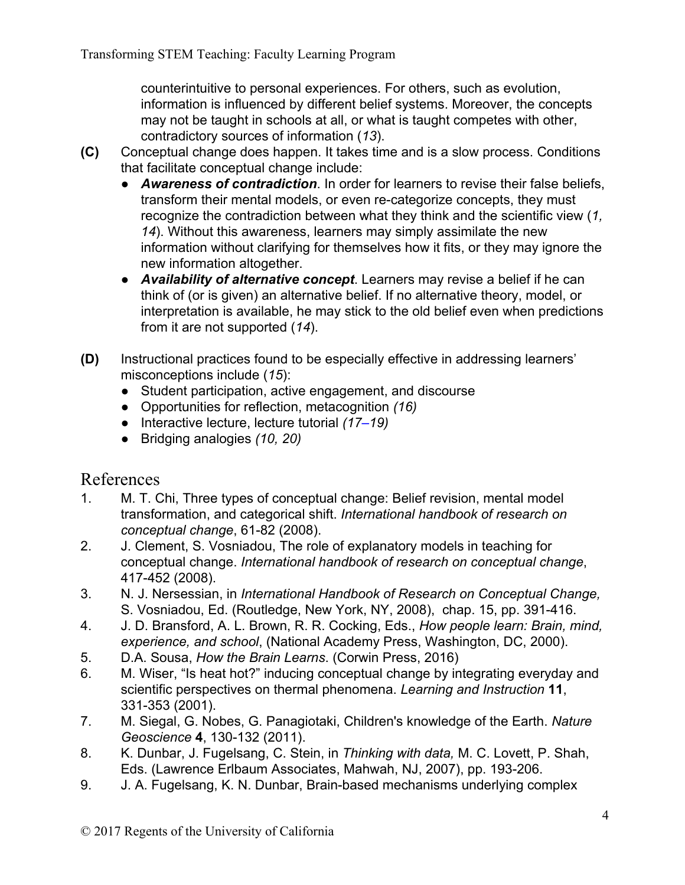counterintuitive to personal experiences. For others, such as evolution, information is influenced by different belief systems. Moreover, the concepts may not be taught in schools at all, or what is taught competes with other, contradictory sources of information (*13*).

**(C)** Conceptual change does happen. It takes time and is a slow process. Conditions that facilitate conceptual change include:

- ***Awareness of contradiction***. In order for learners to revise their false beliefs, transform their mental models, or even re-categorize concepts, they must recognize the contradiction between what they think and the scientific view (*1, 14*). Without this awareness, learners may simply assimilate the new information without clarifying for themselves how it fits, or they may ignore the new information altogether.
- ***Availability of alternative concept***. Learners may revise a belief if he can think of (or is given) an alternative belief. If no alternative theory, model, or interpretation is available, he may stick to the old belief even when predictions from it are not supported (*14*).

**(D)** Instructional practices found to be especially effective in addressing learners' misconceptions include (*15*):

- Student participation, active engagement, and discourse
- Opportunities for reflection, metacognition *(16)*
- Interactive lecture, lecture tutorial *(17–19)*
- Bridging analogies *(10, 20)*

## References

1. M. T. Chi, Three types of conceptual change: Belief revision, mental model transformation, and categorical shift. *International handbook of research on conceptual change*, 61-82 (2008).
2. J. Clement, S. Vosniadou, The role of explanatory models in teaching for conceptual change. *International handbook of research on conceptual change*, 417-452 (2008).
3. N. J. Nersessian, in *International Handbook of Research on Conceptual Change,* S. Vosniadou, Ed. (Routledge, New York, NY, 2008), chap. 15, pp. 391-416.
4. J. D. Bransford, A. L. Brown, R. R. Cocking, Eds., *How people learn: Brain, mind, experience, and school*, (National Academy Press, Washington, DC, 2000).
5. D.A. Sousa, *How the Brain Learns*. (Corwin Press, 2016)
6. M. Wiser, "Is heat hot?" inducing conceptual change by integrating everyday and scientific perspectives on thermal phenomena. *Learning and Instruction* **11**, 331-353 (2001).
7. M. Siegal, G. Nobes, G. Panagiotaki, Children's knowledge of the Earth. *Nature Geoscience* **4**, 130-132 (2011).
8. K. Dunbar, J. Fugelsang, C. Stein, in *Thinking with data,* M. C. Lovett, P. Shah, Eds. (Lawrence Erlbaum Associates, Mahwah, NJ, 2007), pp. 193-206.
9. J. A. Fugelsang, K. N. Dunbar, Brain-based mechanisms underlying complex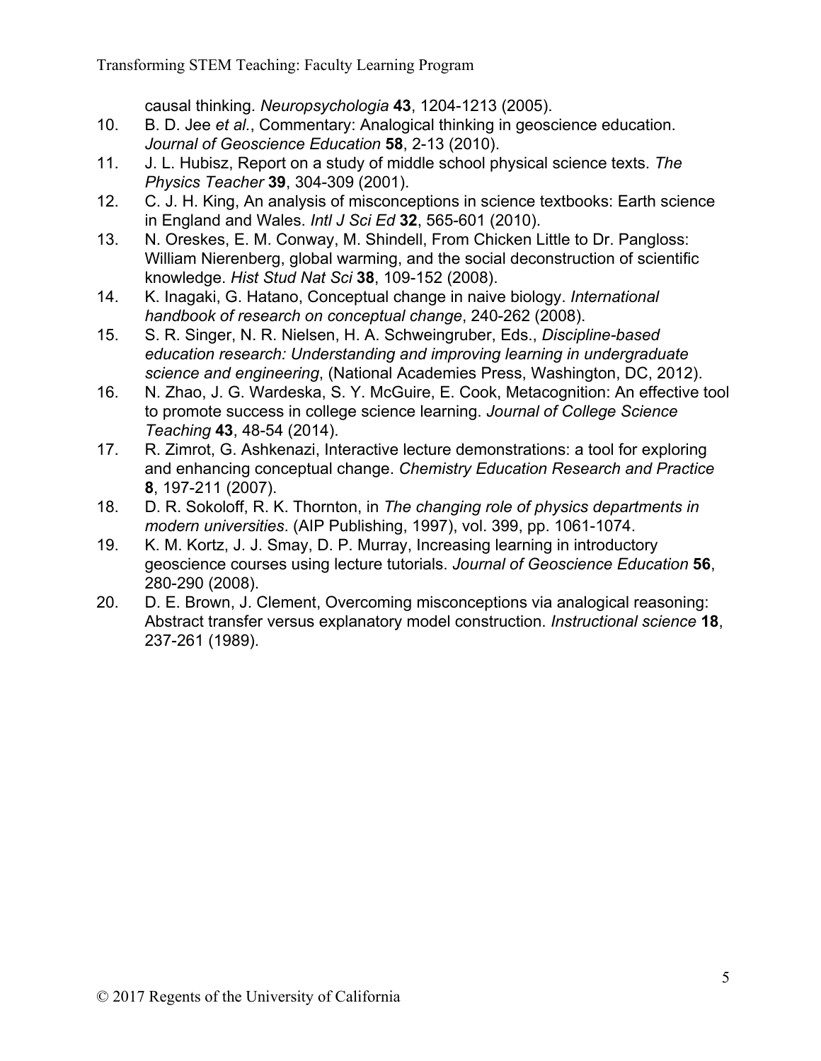causal thinking. *Neuropsychologia* **43**, 1204-1213 (2005).

10. B. D. Jee *et al.*, Commentary: Analogical thinking in geoscience education. *Journal of Geoscience Education* **58**, 2-13 (2010).
11. J. L. Hubisz, Report on a study of middle school physical science texts. *The Physics Teacher* **39**, 304-309 (2001).
12. C. J. H. King, An analysis of misconceptions in science textbooks: Earth science in England and Wales. *Intl J Sci Ed* **32**, 565-601 (2010).
13. N. Oreskes, E. M. Conway, M. Shindell, From Chicken Little to Dr. Pangloss: William Nierenberg, global warming, and the social deconstruction of scientific knowledge. *Hist Stud Nat Sci* **38**, 109-152 (2008).
14. K. Inagaki, G. Hatano, Conceptual change in naive biology. *International handbook of research on conceptual change*, 240-262 (2008).
15. S. R. Singer, N. R. Nielsen, H. A. Schweingruber, Eds., *Discipline-based education research: Understanding and improving learning in undergraduate science and engineering*, (National Academies Press, Washington, DC, 2012).
16. N. Zhao, J. G. Wardeska, S. Y. McGuire, E. Cook, Metacognition: An effective tool to promote success in college science learning. *Journal of College Science Teaching* **43**, 48-54 (2014).
17. R. Zimrot, G. Ashkenazi, Interactive lecture demonstrations: a tool for exploring and enhancing conceptual change. *Chemistry Education Research and Practice* **8**, 197-211 (2007).
18. D. R. Sokoloff, R. K. Thornton, in *The changing role of physics departments in modern universities*. (AIP Publishing, 1997), vol. 399, pp. 1061-1074.
19. K. M. Kortz, J. J. Smay, D. P. Murray, Increasing learning in introductory geoscience courses using lecture tutorials. *Journal of Geoscience Education* **56**, 280-290 (2008).
20. D. E. Brown, J. Clement, Overcoming misconceptions via analogical reasoning: Abstract transfer versus explanatory model construction. *Instructional science* **18**, 237-261 (1989).